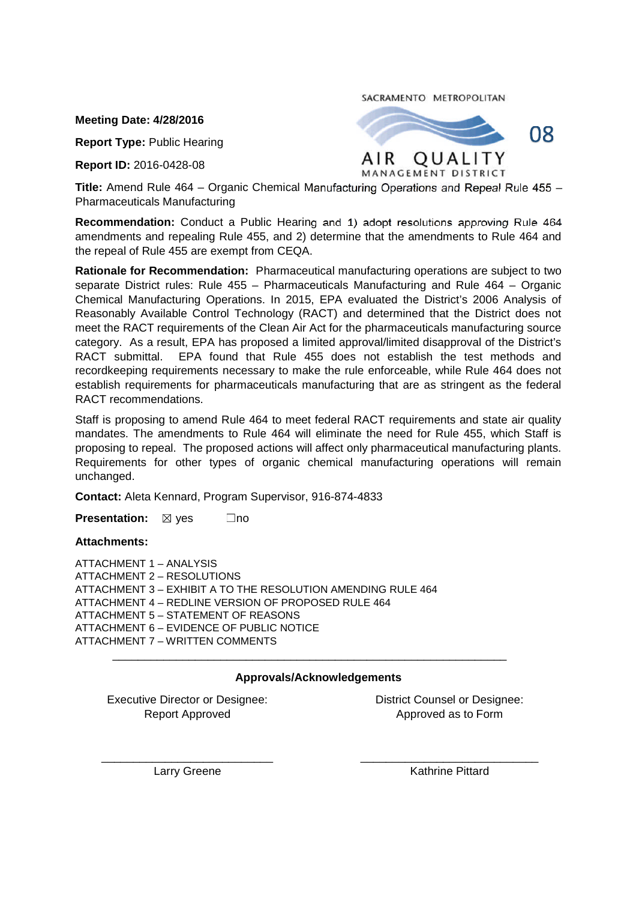**Meeting Date: 4/28/2016**

SACRAMENTO METROPOLITAN AIR QUALITY MANAGEMENT DISTRICT

08

**Report Type:** Public Hearing

**Report ID:** 2016-0428-08

**Title:** Amend Rule 464 – Organic Chemical Manufacturing Operations and Repeal Rule 455 – Pharmaceuticals Manufacturing

**Recommendation:** Conduct a Public Hearing and 1) adopt resolutions approving Rule 464 amendments and repealing Rule 455, and 2) determine that the amendments to Rule 464 and the repeal of Rule 455 are exempt from CEQA.

**Rationale for Recommendation:** Pharmaceutical manufacturing operations are subject to two separate District rules: Rule 455 – Pharmaceuticals Manufacturing and Rule 464 – Organic Chemical Manufacturing Operations. In 2015, EPA evaluated the District's 2006 Analysis of Reasonably Available Control Technology (RACT) and determined that the District does not meet the RACT requirements of the Clean Air Act for the pharmaceuticals manufacturing source category. As a result, EPA has proposed a limited approval/limited disapproval of the District's RACT submittal. EPA found that Rule 455 does not establish the test methods and recordkeeping requirements necessary to make the rule enforceable, while Rule 464 does not establish requirements for pharmaceuticals manufacturing that are as stringent as the federal RACT recommendations.

Staff is proposing to amend Rule 464 to meet federal RACT requirements and state air quality mandates. The amendments to Rule 464 will eliminate the need for Rule 455, which Staff is proposing to repeal. The proposed actions will affect only pharmaceutical manufacturing plants. Requirements for other types of organic chemical manufacturing operations will remain unchanged.

**Contact:** Aleta Kennard, Program Supervisor, 916-874-4833

**Presentation:** ☒ yes ☐no

**Attachments:**

ATTACHMENT 1 – ANALYSIS
ATTACHMENT 2 – RESOLUTIONS
ATTACHMENT 3 – EXHIBIT A TO THE RESOLUTION AMENDING RULE 464
ATTACHMENT 4 – REDLINE VERSION OF PROPOSED RULE 464
ATTACHMENT 5 – STATEMENT OF REASONS
ATTACHMENT 6 – EVIDENCE OF PUBLIC NOTICE
ATTACHMENT 7 – WRITTEN COMMENTS

---

**Approvals/Acknowledgements**

| Executive Director or Designee: Report Approved | District Counsel or Designee: Approved as to Form |
|---|---|
| Larry Greene | Kathrine Pittard |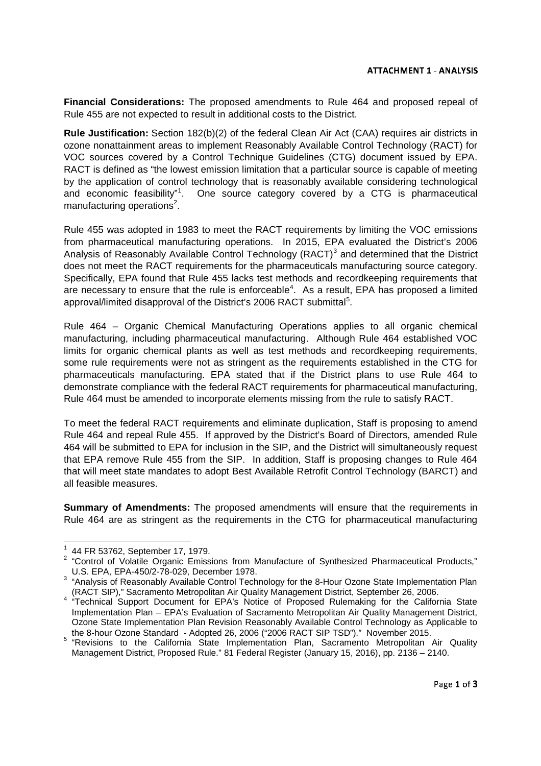**ATTACHMENT 1 - ANALYSIS**

**Financial Considerations:** The proposed amendments to Rule 464 and proposed repeal of Rule 455 are not expected to result in additional costs to the District.

**Rule Justification:** Section 182(b)(2) of the federal Clean Air Act (CAA) requires air districts in ozone nonattainment areas to implement Reasonably Available Control Technology (RACT) for VOC sources covered by a Control Technique Guidelines (CTG) document issued by EPA. RACT is defined as "the lowest emission limitation that a particular source is capable of meeting by the application of control technology that is reasonably available considering technological and economic feasibility"[1]. One source category covered by a CTG is pharmaceutical manufacturing operations[2].

Rule 455 was adopted in 1983 to meet the RACT requirements by limiting the VOC emissions from pharmaceutical manufacturing operations. In 2015, EPA evaluated the District's 2006 Analysis of Reasonably Available Control Technology (RACT)[3] and determined that the District does not meet the RACT requirements for the pharmaceuticals manufacturing source category. Specifically, EPA found that Rule 455 lacks test methods and recordkeeping requirements that are necessary to ensure that the rule is enforceable[4]. As a result, EPA has proposed a limited approval/limited disapproval of the District's 2006 RACT submittal[5].

Rule 464 – Organic Chemical Manufacturing Operations applies to all organic chemical manufacturing, including pharmaceutical manufacturing. Although Rule 464 established VOC limits for organic chemical plants as well as test methods and recordkeeping requirements, some rule requirements were not as stringent as the requirements established in the CTG for pharmaceuticals manufacturing. EPA stated that if the District plans to use Rule 464 to demonstrate compliance with the federal RACT requirements for pharmaceutical manufacturing, Rule 464 must be amended to incorporate elements missing from the rule to satisfy RACT.

To meet the federal RACT requirements and eliminate duplication, Staff is proposing to amend Rule 464 and repeal Rule 455. If approved by the District's Board of Directors, amended Rule 464 will be submitted to EPA for inclusion in the SIP, and the District will simultaneously request that EPA remove Rule 455 from the SIP. In addition, Staff is proposing changes to Rule 464 that will meet state mandates to adopt Best Available Retrofit Control Technology (BARCT) and all feasible measures.

**Summary of Amendments:** The proposed amendments will ensure that the requirements in Rule 464 are as stringent as the requirements in the CTG for pharmaceutical manufacturing

---

[1] 44 FR 53762, September 17, 1979.

[2] "Control of Volatile Organic Emissions from Manufacture of Synthesized Pharmaceutical Products," U.S. EPA, EPA-450/2-78-029, December 1978.

[3] "Analysis of Reasonably Available Control Technology for the 8-Hour Ozone State Implementation Plan (RACT SIP)," Sacramento Metropolitan Air Quality Management District, September 26, 2006.

[4] "Technical Support Document for EPA's Notice of Proposed Rulemaking for the California State Implementation Plan – EPA's Evaluation of Sacramento Metropolitan Air Quality Management District, Ozone State Implementation Plan Revision Reasonably Available Control Technology as Applicable to the 8-hour Ozone Standard - Adopted 26, 2006 ("2006 RACT SIP TSD")." November 2015.

[5] "Revisions to the California State Implementation Plan, Sacramento Metropolitan Air Quality Management District, Proposed Rule." 81 Federal Register (January 15, 2016), pp. 2136 – 2140.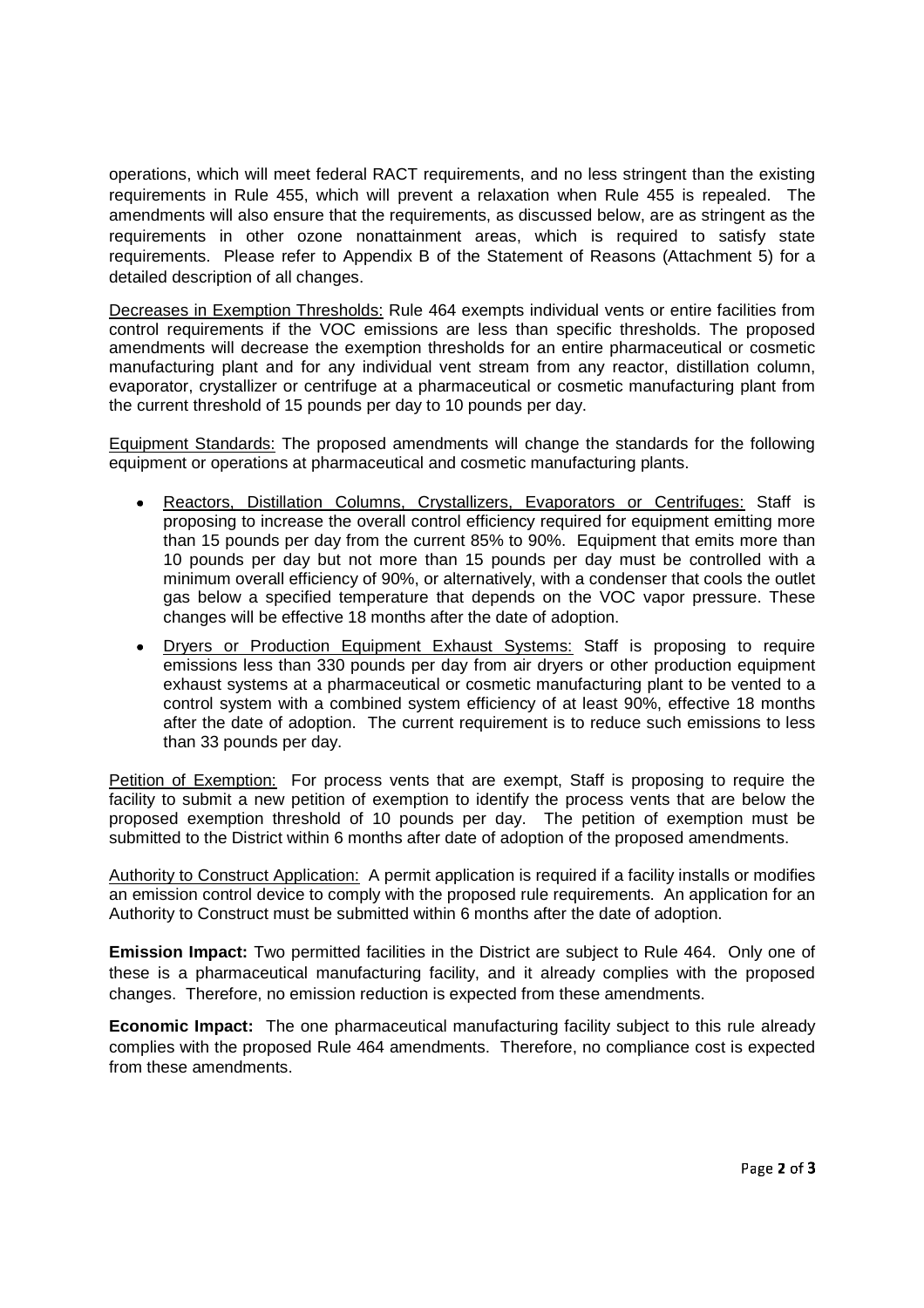operations, which will meet federal RACT requirements, and no less stringent than the existing requirements in Rule 455, which will prevent a relaxation when Rule 455 is repealed. The amendments will also ensure that the requirements, as discussed below, are as stringent as the requirements in other ozone nonattainment areas, which is required to satisfy state requirements. Please refer to Appendix B of the Statement of Reasons (Attachment 5) for a detailed description of all changes.

<u>Decreases in Exemption Thresholds:</u> Rule 464 exempts individual vents or entire facilities from control requirements if the VOC emissions are less than specific thresholds. The proposed amendments will decrease the exemption thresholds for an entire pharmaceutical or cosmetic manufacturing plant and for any individual vent stream from any reactor, distillation column, evaporator, crystallizer or centrifuge at a pharmaceutical or cosmetic manufacturing plant from the current threshold of 15 pounds per day to 10 pounds per day.

<u>Equipment Standards:</u> The proposed amendments will change the standards for the following equipment or operations at pharmaceutical and cosmetic manufacturing plants.

- <u>Reactors, Distillation Columns, Crystallizers, Evaporators or Centrifuges:</u> Staff is proposing to increase the overall control efficiency required for equipment emitting more than 15 pounds per day from the current 85% to 90%. Equipment that emits more than 10 pounds per day but not more than 15 pounds per day must be controlled with a minimum overall efficiency of 90%, or alternatively, with a condenser that cools the outlet gas below a specified temperature that depends on the VOC vapor pressure. These changes will be effective 18 months after the date of adoption.
- <u>Dryers or Production Equipment Exhaust Systems:</u> Staff is proposing to require emissions less than 330 pounds per day from air dryers or other production equipment exhaust systems at a pharmaceutical or cosmetic manufacturing plant to be vented to a control system with a combined system efficiency of at least 90%, effective 18 months after the date of adoption. The current requirement is to reduce such emissions to less than 33 pounds per day.

<u>Petition of Exemption:</u> For process vents that are exempt, Staff is proposing to require the facility to submit a new petition of exemption to identify the process vents that are below the proposed exemption threshold of 10 pounds per day. The petition of exemption must be submitted to the District within 6 months after date of adoption of the proposed amendments.

<u>Authority to Construct Application:</u> A permit application is required if a facility installs or modifies an emission control device to comply with the proposed rule requirements. An application for an Authority to Construct must be submitted within 6 months after the date of adoption.

**Emission Impact:** Two permitted facilities in the District are subject to Rule 464. Only one of these is a pharmaceutical manufacturing facility, and it already complies with the proposed changes. Therefore, no emission reduction is expected from these amendments.

**Economic Impact:** The one pharmaceutical manufacturing facility subject to this rule already complies with the proposed Rule 464 amendments. Therefore, no compliance cost is expected from these amendments.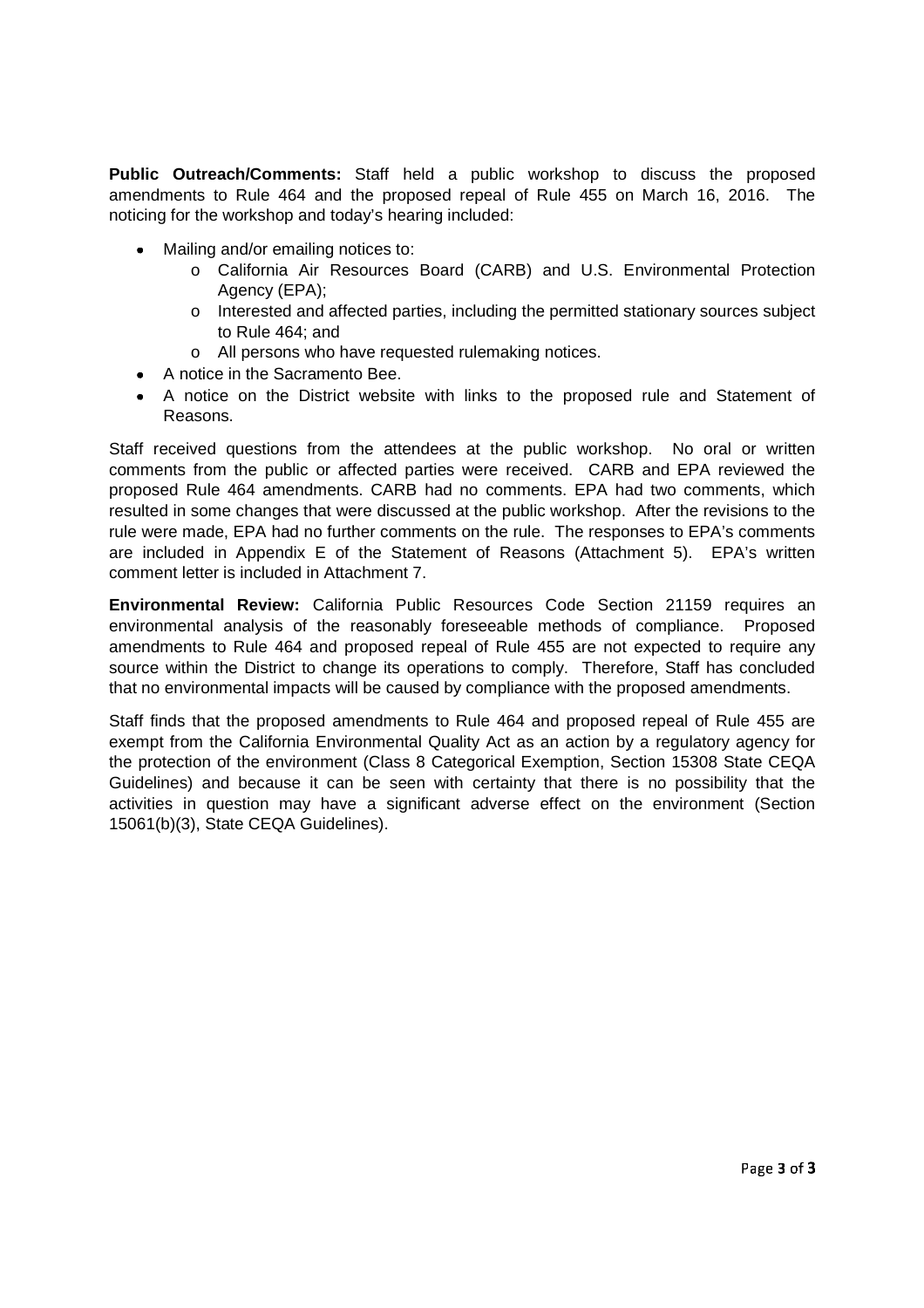**Public Outreach/Comments:** Staff held a public workshop to discuss the proposed amendments to Rule 464 and the proposed repeal of Rule 455 on March 16, 2016. The noticing for the workshop and today's hearing included:

- Mailing and/or emailing notices to:
  - California Air Resources Board (CARB) and U.S. Environmental Protection Agency (EPA);
  - Interested and affected parties, including the permitted stationary sources subject to Rule 464; and
  - All persons who have requested rulemaking notices.
- A notice in the Sacramento Bee.
- A notice on the District website with links to the proposed rule and Statement of Reasons.

Staff received questions from the attendees at the public workshop. No oral or written comments from the public or affected parties were received. CARB and EPA reviewed the proposed Rule 464 amendments. CARB had no comments. EPA had two comments, which resulted in some changes that were discussed at the public workshop. After the revisions to the rule were made, EPA had no further comments on the rule. The responses to EPA's comments are included in Appendix E of the Statement of Reasons (Attachment 5). EPA's written comment letter is included in Attachment 7.

**Environmental Review:** California Public Resources Code Section 21159 requires an environmental analysis of the reasonably foreseeable methods of compliance. Proposed amendments to Rule 464 and proposed repeal of Rule 455 are not expected to require any source within the District to change its operations to comply. Therefore, Staff has concluded that no environmental impacts will be caused by compliance with the proposed amendments.

Staff finds that the proposed amendments to Rule 464 and proposed repeal of Rule 455 are exempt from the California Environmental Quality Act as an action by a regulatory agency for the protection of the environment (Class 8 Categorical Exemption, Section 15308 State CEQA Guidelines) and because it can be seen with certainty that there is no possibility that the activities in question may have a significant adverse effect on the environment (Section 15061(b)(3), State CEQA Guidelines).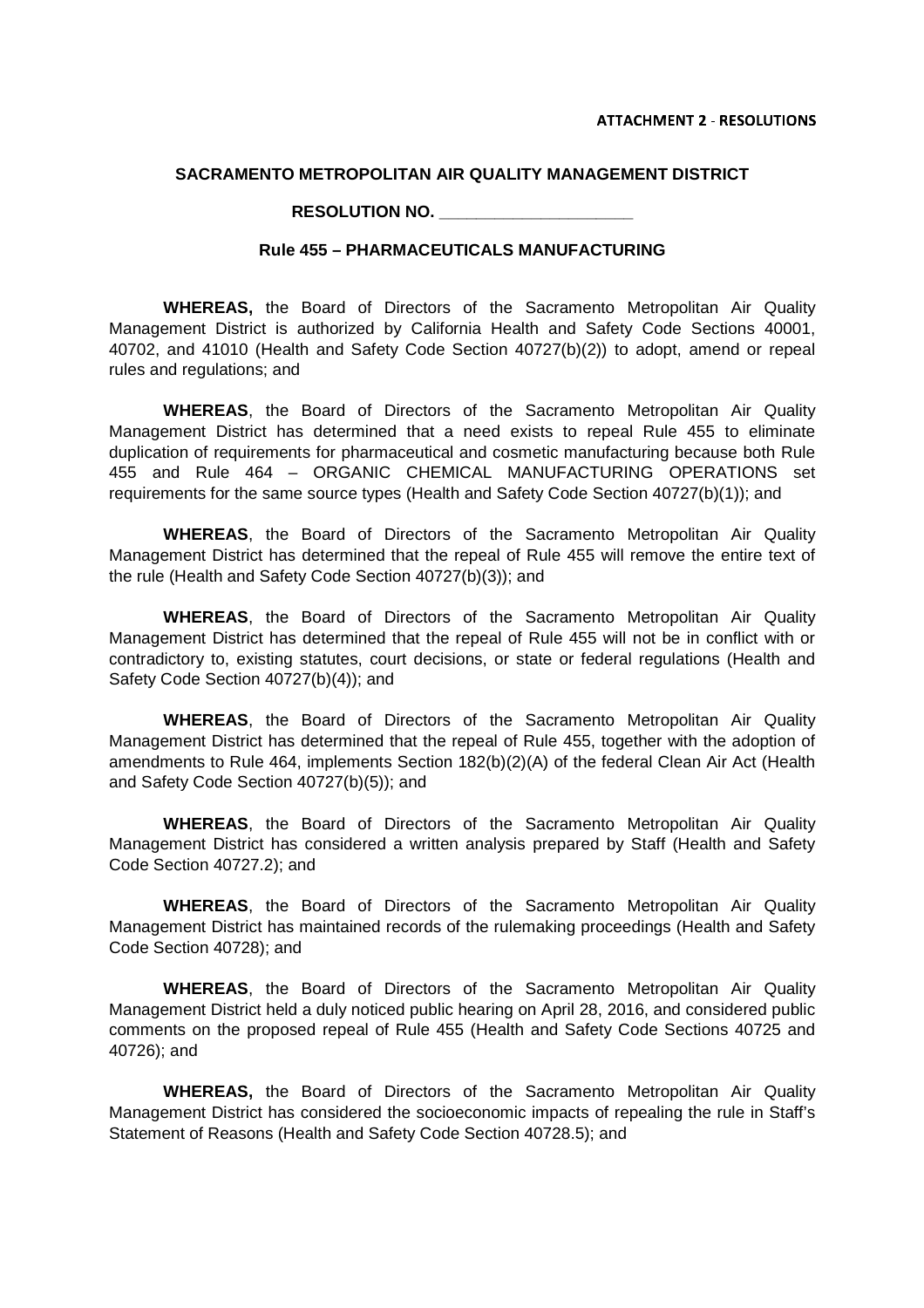ATTACHMENT 2 - RESOLUTIONS

**SACRAMENTO METROPOLITAN AIR QUALITY MANAGEMENT DISTRICT**

**RESOLUTION NO. \_\_\_\_\_\_\_\_\_\_\_\_\_\_\_\_\_\_\_\_\_\_**

**Rule 455 – PHARMACEUTICALS MANUFACTURING**

**WHEREAS,** the Board of Directors of the Sacramento Metropolitan Air Quality Management District is authorized by California Health and Safety Code Sections 40001, 40702, and 41010 (Health and Safety Code Section 40727(b)(2)) to adopt, amend or repeal rules and regulations; and

**WHEREAS**, the Board of Directors of the Sacramento Metropolitan Air Quality Management District has determined that a need exists to repeal Rule 455 to eliminate duplication of requirements for pharmaceutical and cosmetic manufacturing because both Rule 455 and Rule 464 – ORGANIC CHEMICAL MANUFACTURING OPERATIONS set requirements for the same source types (Health and Safety Code Section 40727(b)(1)); and

**WHEREAS**, the Board of Directors of the Sacramento Metropolitan Air Quality Management District has determined that the repeal of Rule 455 will remove the entire text of the rule (Health and Safety Code Section 40727(b)(3)); and

**WHEREAS**, the Board of Directors of the Sacramento Metropolitan Air Quality Management District has determined that the repeal of Rule 455 will not be in conflict with or contradictory to, existing statutes, court decisions, or state or federal regulations (Health and Safety Code Section 40727(b)(4)); and

**WHEREAS**, the Board of Directors of the Sacramento Metropolitan Air Quality Management District has determined that the repeal of Rule 455, together with the adoption of amendments to Rule 464, implements Section 182(b)(2)(A) of the federal Clean Air Act (Health and Safety Code Section 40727(b)(5)); and

**WHEREAS**, the Board of Directors of the Sacramento Metropolitan Air Quality Management District has considered a written analysis prepared by Staff (Health and Safety Code Section 40727.2); and

**WHEREAS**, the Board of Directors of the Sacramento Metropolitan Air Quality Management District has maintained records of the rulemaking proceedings (Health and Safety Code Section 40728); and

**WHEREAS**, the Board of Directors of the Sacramento Metropolitan Air Quality Management District held a duly noticed public hearing on April 28, 2016, and considered public comments on the proposed repeal of Rule 455 (Health and Safety Code Sections 40725 and 40726); and

**WHEREAS,** the Board of Directors of the Sacramento Metropolitan Air Quality Management District has considered the socioeconomic impacts of repealing the rule in Staff's Statement of Reasons (Health and Safety Code Section 40728.5); and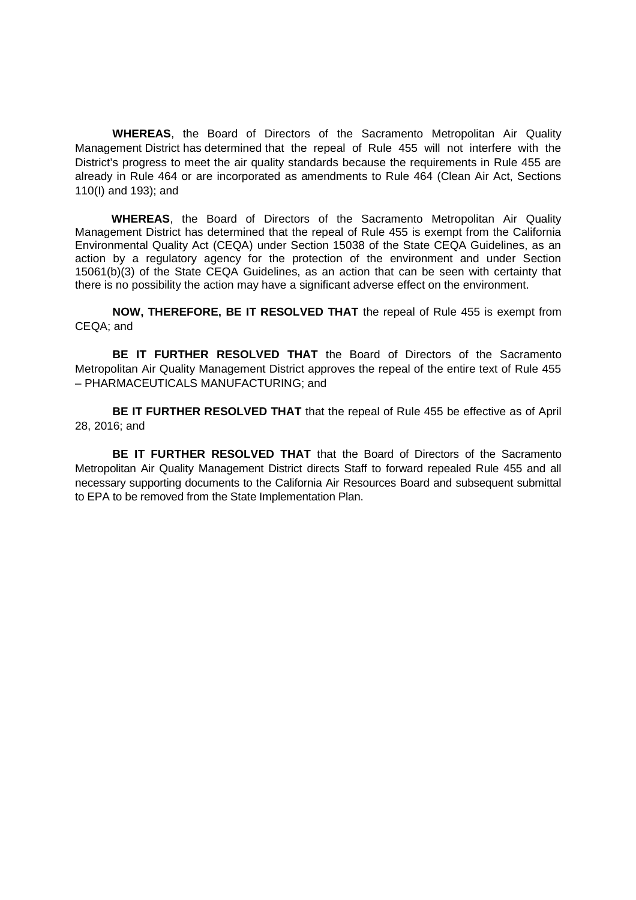**WHEREAS**, the Board of Directors of the Sacramento Metropolitan Air Quality Management District has determined that the repeal of Rule 455 will not interfere with the District's progress to meet the air quality standards because the requirements in Rule 455 are already in Rule 464 or are incorporated as amendments to Rule 464 (Clean Air Act, Sections 110(I) and 193); and

**WHEREAS**, the Board of Directors of the Sacramento Metropolitan Air Quality Management District has determined that the repeal of Rule 455 is exempt from the California Environmental Quality Act (CEQA) under Section 15038 of the State CEQA Guidelines, as an action by a regulatory agency for the protection of the environment and under Section 15061(b)(3) of the State CEQA Guidelines, as an action that can be seen with certainty that there is no possibility the action may have a significant adverse effect on the environment.

**NOW, THEREFORE, BE IT RESOLVED THAT** the repeal of Rule 455 is exempt from CEQA; and

**BE IT FURTHER RESOLVED THAT** the Board of Directors of the Sacramento Metropolitan Air Quality Management District approves the repeal of the entire text of Rule 455 – PHARMACEUTICALS MANUFACTURING; and

**BE IT FURTHER RESOLVED THAT** that the repeal of Rule 455 be effective as of April 28, 2016; and

**BE IT FURTHER RESOLVED THAT** that the Board of Directors of the Sacramento Metropolitan Air Quality Management District directs Staff to forward repealed Rule 455 and all necessary supporting documents to the California Air Resources Board and subsequent submittal to EPA to be removed from the State Implementation Plan.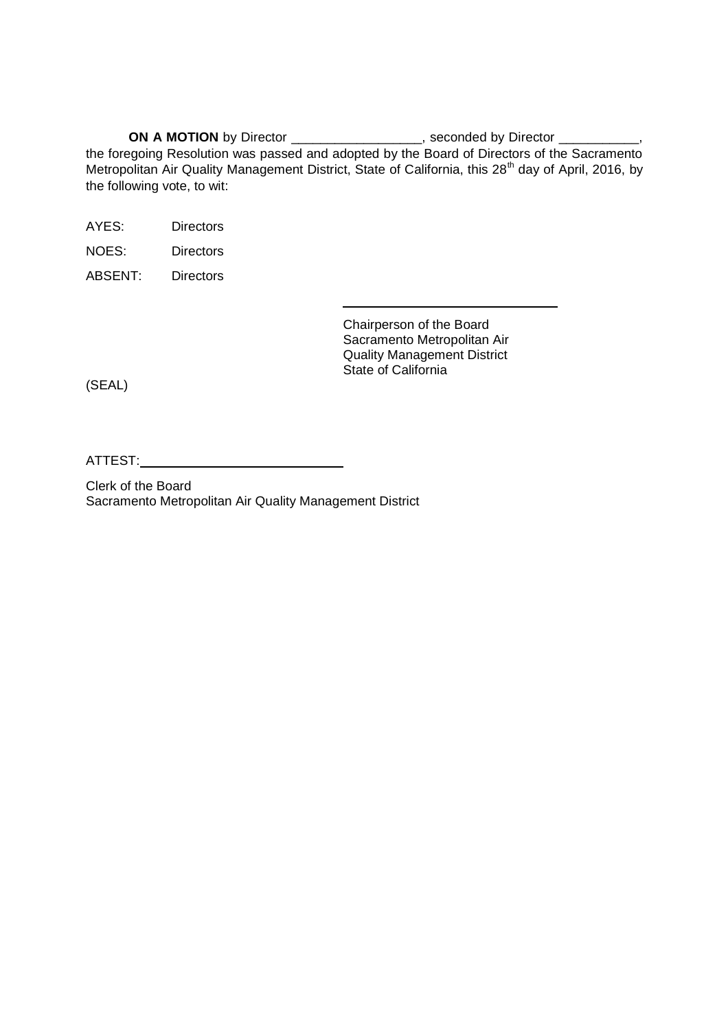**ON A MOTION** by Director __________________, seconded by Director ___________, the foregoing Resolution was passed and adopted by the Board of Directors of the Sacramento Metropolitan Air Quality Management District, State of California, this 28th day of April, 2016, by the following vote, to wit:

AYES: Directors

NOES: Directors

ABSENT: Directors

______________________________

Chairperson of the Board
Sacramento Metropolitan Air
Quality Management District
State of California

(SEAL)

ATTEST:____________________________

Clerk of the Board
Sacramento Metropolitan Air Quality Management District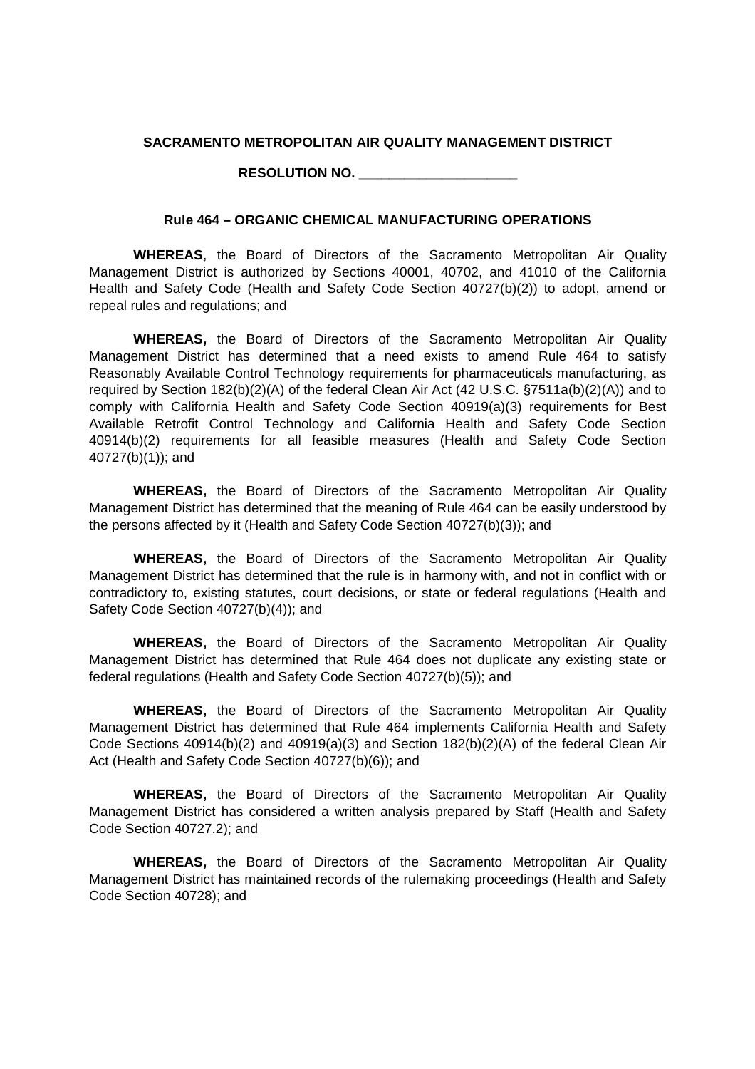**SACRAMENTO METROPOLITAN AIR QUALITY MANAGEMENT DISTRICT**

**RESOLUTION NO. ____________________**

**Rule 464 – ORGANIC CHEMICAL MANUFACTURING OPERATIONS**

**WHEREAS**, the Board of Directors of the Sacramento Metropolitan Air Quality Management District is authorized by Sections 40001, 40702, and 41010 of the California Health and Safety Code (Health and Safety Code Section 40727(b)(2)) to adopt, amend or repeal rules and regulations; and

**WHEREAS,** the Board of Directors of the Sacramento Metropolitan Air Quality Management District has determined that a need exists to amend Rule 464 to satisfy Reasonably Available Control Technology requirements for pharmaceuticals manufacturing, as required by Section 182(b)(2)(A) of the federal Clean Air Act (42 U.S.C. §7511a(b)(2)(A)) and to comply with California Health and Safety Code Section 40919(a)(3) requirements for Best Available Retrofit Control Technology and California Health and Safety Code Section 40914(b)(2) requirements for all feasible measures (Health and Safety Code Section 40727(b)(1)); and

**WHEREAS,** the Board of Directors of the Sacramento Metropolitan Air Quality Management District has determined that the meaning of Rule 464 can be easily understood by the persons affected by it (Health and Safety Code Section 40727(b)(3)); and

**WHEREAS,** the Board of Directors of the Sacramento Metropolitan Air Quality Management District has determined that the rule is in harmony with, and not in conflict with or contradictory to, existing statutes, court decisions, or state or federal regulations (Health and Safety Code Section 40727(b)(4)); and

**WHEREAS,** the Board of Directors of the Sacramento Metropolitan Air Quality Management District has determined that Rule 464 does not duplicate any existing state or federal regulations (Health and Safety Code Section 40727(b)(5)); and

**WHEREAS,** the Board of Directors of the Sacramento Metropolitan Air Quality Management District has determined that Rule 464 implements California Health and Safety Code Sections 40914(b)(2) and 40919(a)(3) and Section 182(b)(2)(A) of the federal Clean Air Act (Health and Safety Code Section 40727(b)(6)); and

**WHEREAS,** the Board of Directors of the Sacramento Metropolitan Air Quality Management District has considered a written analysis prepared by Staff (Health and Safety Code Section 40727.2); and

**WHEREAS,** the Board of Directors of the Sacramento Metropolitan Air Quality Management District has maintained records of the rulemaking proceedings (Health and Safety Code Section 40728); and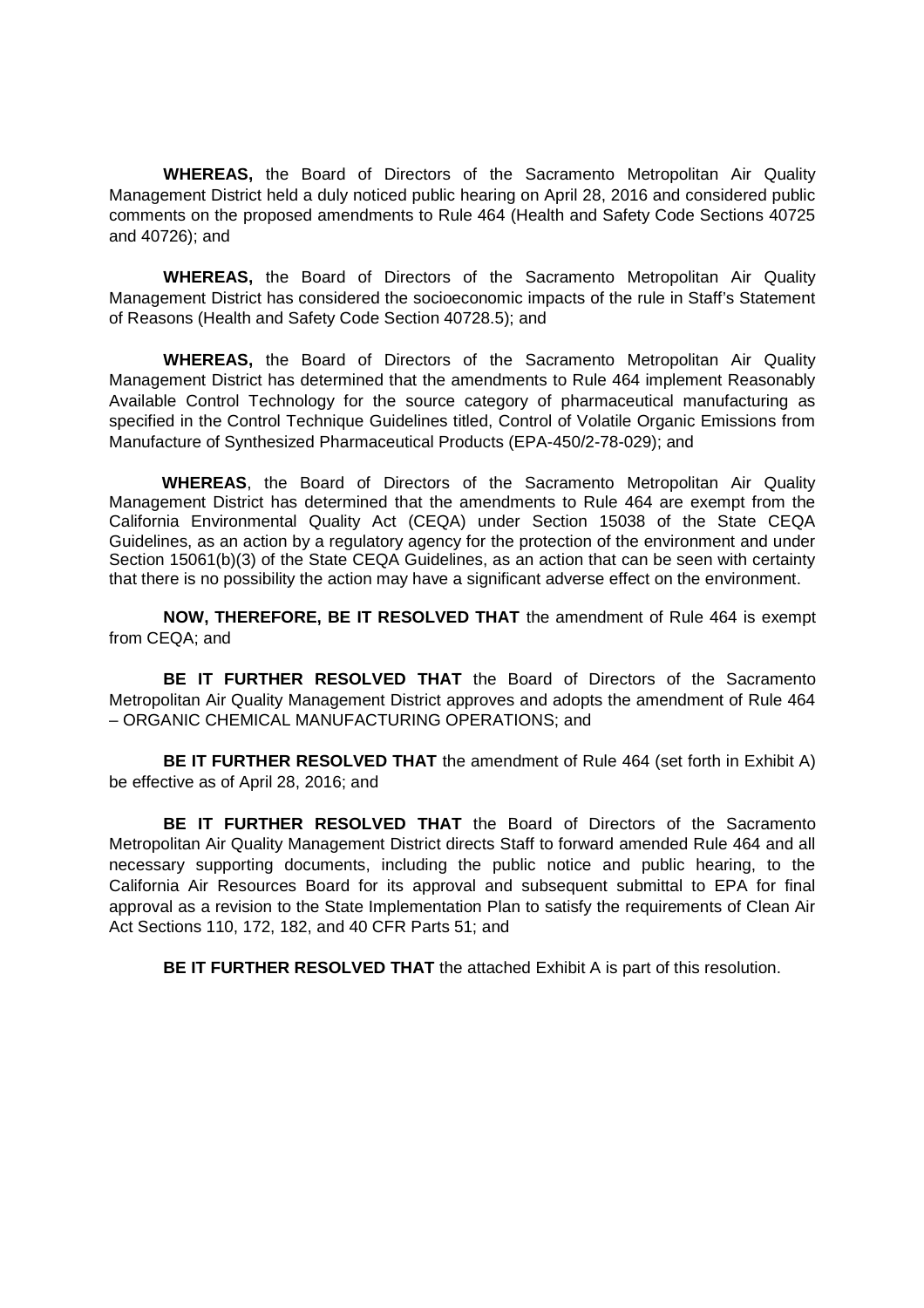**WHEREAS,** the Board of Directors of the Sacramento Metropolitan Air Quality Management District held a duly noticed public hearing on April 28, 2016 and considered public comments on the proposed amendments to Rule 464 (Health and Safety Code Sections 40725 and 40726); and

**WHEREAS,** the Board of Directors of the Sacramento Metropolitan Air Quality Management District has considered the socioeconomic impacts of the rule in Staff's Statement of Reasons (Health and Safety Code Section 40728.5); and

**WHEREAS,** the Board of Directors of the Sacramento Metropolitan Air Quality Management District has determined that the amendments to Rule 464 implement Reasonably Available Control Technology for the source category of pharmaceutical manufacturing as specified in the Control Technique Guidelines titled, Control of Volatile Organic Emissions from Manufacture of Synthesized Pharmaceutical Products (EPA-450/2-78-029); and

**WHEREAS**, the Board of Directors of the Sacramento Metropolitan Air Quality Management District has determined that the amendments to Rule 464 are exempt from the California Environmental Quality Act (CEQA) under Section 15038 of the State CEQA Guidelines, as an action by a regulatory agency for the protection of the environment and under Section 15061(b)(3) of the State CEQA Guidelines, as an action that can be seen with certainty that there is no possibility the action may have a significant adverse effect on the environment.

**NOW, THEREFORE, BE IT RESOLVED THAT** the amendment of Rule 464 is exempt from CEQA; and

**BE IT FURTHER RESOLVED THAT** the Board of Directors of the Sacramento Metropolitan Air Quality Management District approves and adopts the amendment of Rule 464 – ORGANIC CHEMICAL MANUFACTURING OPERATIONS; and

**BE IT FURTHER RESOLVED THAT** the amendment of Rule 464 (set forth in Exhibit A) be effective as of April 28, 2016; and

**BE IT FURTHER RESOLVED THAT** the Board of Directors of the Sacramento Metropolitan Air Quality Management District directs Staff to forward amended Rule 464 and all necessary supporting documents, including the public notice and public hearing, to the California Air Resources Board for its approval and subsequent submittal to EPA for final approval as a revision to the State Implementation Plan to satisfy the requirements of Clean Air Act Sections 110, 172, 182, and 40 CFR Parts 51; and

**BE IT FURTHER RESOLVED THAT** the attached Exhibit A is part of this resolution.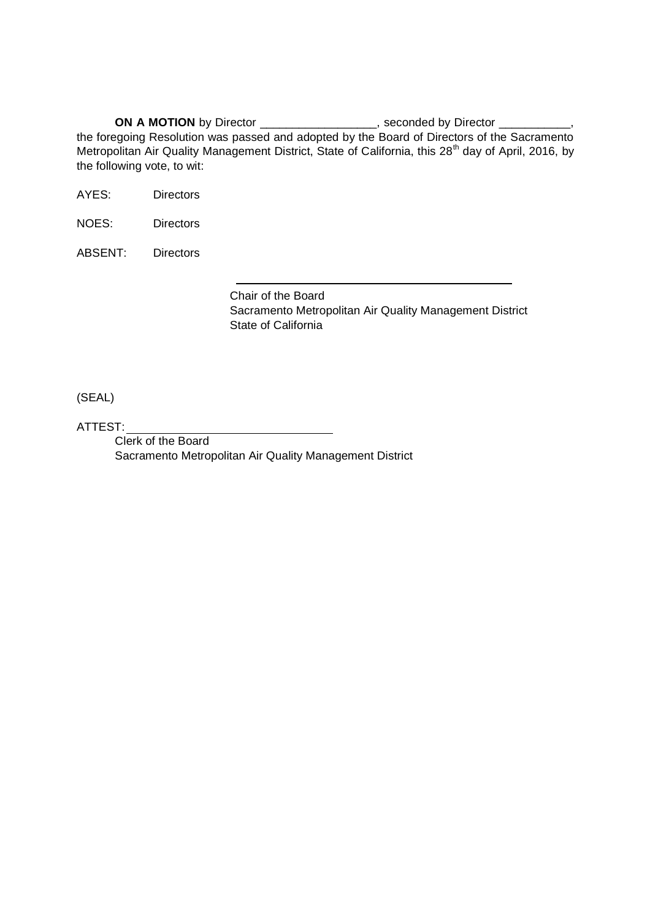**ON A MOTION** by Director __________________, seconded by Director ___________, the foregoing Resolution was passed and adopted by the Board of Directors of the Sacramento Metropolitan Air Quality Management District, State of California, this 28th day of April, 2016, by the following vote, to wit:

AYES: Directors

NOES: Directors

ABSENT: Directors

\_\_\_\_\_\_\_\_\_\_\_\_\_\_\_\_\_\_\_\_\_\_\_\_\_\_\_\_\_\_\_\_\_\_\_\_\_\_\_\_\_\_\_\_
Chair of the Board
Sacramento Metropolitan Air Quality Management District
State of California

(SEAL)

ATTEST: \_\_\_\_\_\_\_\_\_\_\_\_\_\_\_\_\_\_\_\_\_\_\_\_\_\_\_\_\_\_\_\_
Clerk of the Board
Sacramento Metropolitan Air Quality Management District